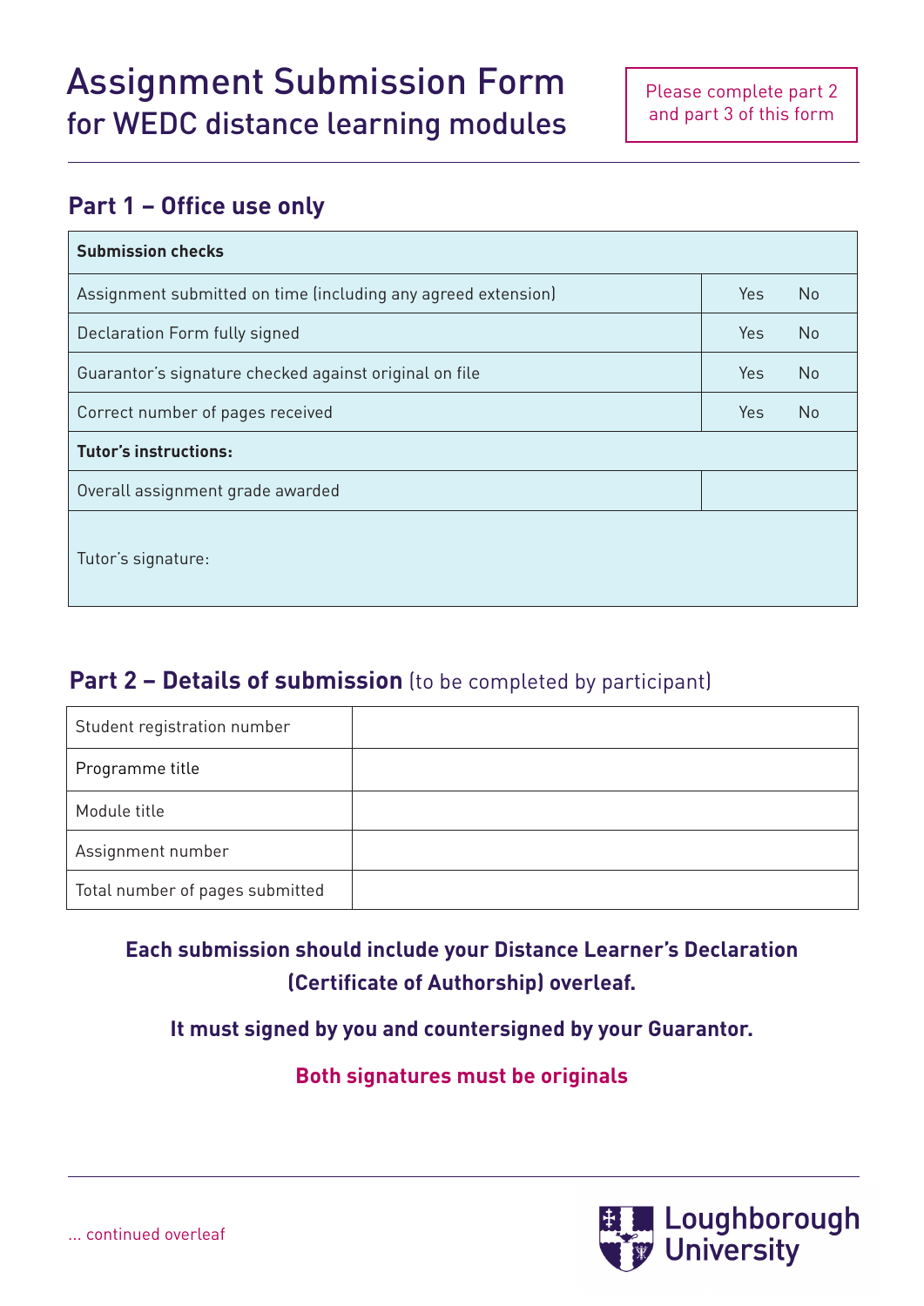# Assignment Submission Form
## for WEDC distance learning modules

Please complete part 2 and part 3 of this form

## Part 1 – Office use only

| **Submission checks** | | |
|---|---|---|
| Assignment submitted on time (including any agreed extension) | Yes | No |
| Declaration Form fully signed | Yes | No |
| Guarantor's signature checked against original on file | Yes | No |
| Correct number of pages received | Yes | No |
| **Tutor's instructions:** | | |
| Overall assignment grade awarded | | |
| Tutor's signature: | | |

## Part 2 – Details of submission (to be completed by participant)

| Student registration number | |
|---|---|
| Programme title | |
| Module title | |
| Assignment number | |
| Total number of pages submitted | |

**Each submission should include your Distance Learner's Declaration (Certificate of Authorship) overleaf.**

**It must signed by you and countersigned by your Guarantor.**

**Both signatures must be originals**

... continued overleaf

Loughborough University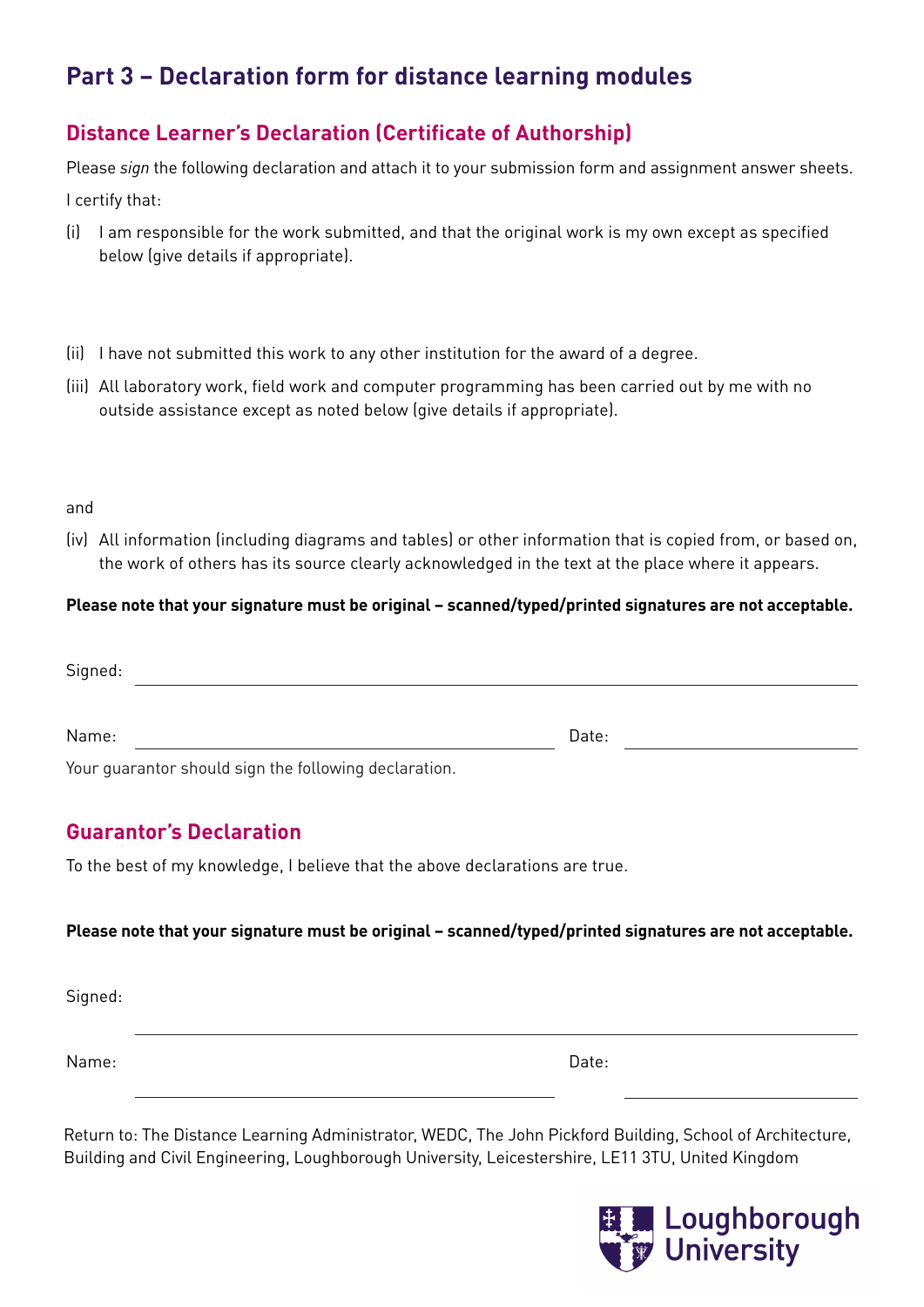# Part 3 – Declaration form for distance learning modules

## Distance Learner's Declaration (Certificate of Authorship)

Please *sign* the following declaration and attach it to your submission form and assignment answer sheets.

I certify that:

(i) I am responsible for the work submitted, and that the original work is my own except as specified below (give details if appropriate).

(ii) I have not submitted this work to any other institution for the award of a degree.

(iii) All laboratory work, field work and computer programming has been carried out by me with no outside assistance except as noted below (give details if appropriate).

and

(iv) All information (including diagrams and tables) or other information that is copied from, or based on, the work of others has its source clearly acknowledged in the text at the place where it appears.

**Please note that your signature must be original – scanned/typed/printed signatures are not acceptable.**

Signed: ______________________________

Name: ______________________________ Date: ______________

Your guarantor should sign the following declaration.

## Guarantor's Declaration

To the best of my knowledge, I believe that the above declarations are true.

**Please note that your signature must be original – scanned/typed/printed signatures are not acceptable.**

Signed: ______________________________

Name: ______________________________ Date: ______________

Return to: The Distance Learning Administrator, WEDC, The John Pickford Building, School of Architecture, Building and Civil Engineering, Loughborough University, Leicestershire, LE11 3TU, United Kingdom

Loughborough University